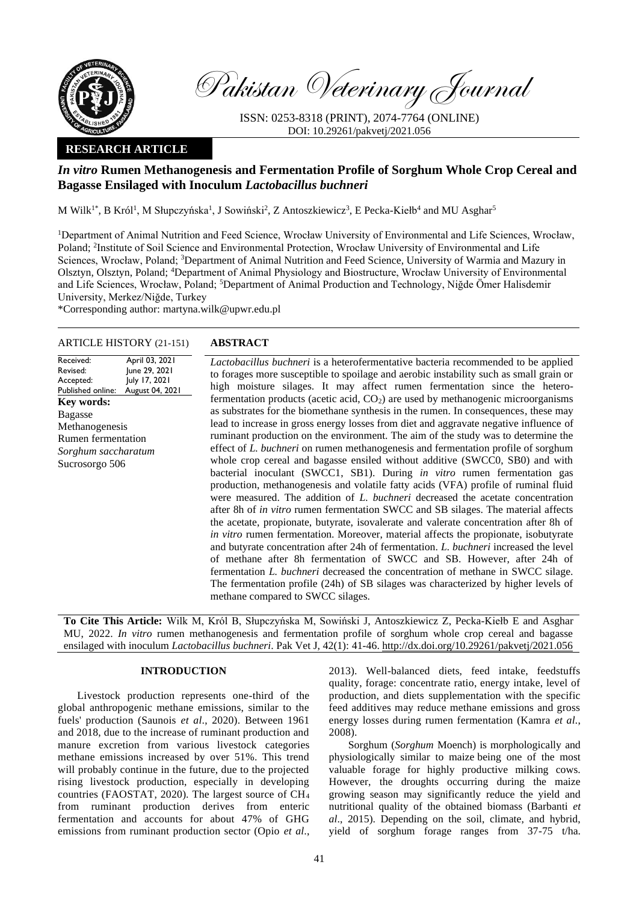Pakistan Veterinary Journal

ISSN: 0253-8318 (PRINT), 2074-7764 (ONLINE)
DOI: 10.29261/pakvetj/2021.056

**RESEARCH ARTICLE**

# *In vitro* Rumen Methanogenesis and Fermentation Profile of Sorghum Whole Crop Cereal and Bagasse Ensilaged with Inoculum *Lactobacillus buchneri*

M Wilk[1*], B Król[1], M Słupczyńska[1], J Sowiński[2], Z Antoszkiewicz[3], E Pecka-Kiełb[4] and MU Asghar[5]

[1]Department of Animal Nutrition and Feed Science, Wrocław University of Environmental and Life Sciences, Wrocław, Poland; [2]Institute of Soil Science and Environmental Protection, Wrocław University of Environmental and Life Sciences, Wrocław, Poland; [3]Department of Animal Nutrition and Feed Science, University of Warmia and Mazury in Olsztyn, Olsztyn, Poland; [4]Department of Animal Physiology and Biostructure, Wrocław University of Environmental and Life Sciences, Wrocław, Poland; [5]Department of Animal Production and Technology, Niğde Ömer Halisdemir University, Merkez/Niğde, Turkey

*Corresponding author: martyna.wilk@upwr.edu.pl

**ARTICLE HISTORY** (21-151)

| | |
|---|---|
| Received: | April 03, 2021 |
| Revised: | June 29, 2021 |
| Accepted: | July 17, 2021 |
| Published online: | August 04, 2021 |

**Key words:**
Bagasse
Methanogenesis
Rumen fermentation
*Sorghum saccharatum*
Sucrosorgo 506

## ABSTRACT

*Lactobacillus buchneri* is a heterofermentative bacteria recommended to be applied to forages more susceptible to spoilage and aerobic instability such as small grain or high moisture silages. It may affect rumen fermentation since the hetero-fermentation products (acetic acid, $CO_2$) are used by methanogenic microorganisms as substrates for the biomethane synthesis in the rumen. In consequences, these may lead to increase in gross energy losses from diet and aggravate negative influence of ruminant production on the environment. The aim of the study was to determine the effect of *L. buchneri* on rumen methanogenesis and fermentation profile of sorghum whole crop cereal and bagasse ensiled without additive (SWCC0, SB0) and with bacterial inoculant (SWCC1, SB1). During *in vitro* rumen fermentation gas production, methanogenesis and volatile fatty acids (VFA) profile of ruminal fluid were measured. The addition of *L. buchneri* decreased the acetate concentration after 8h of *in vitro* rumen fermentation SWCC and SB silages. The material affects the acetate, propionate, butyrate, isovalerate and valerate concentration after 8h of *in vitro* rumen fermentation. Moreover, material affects the propionate, isobutyrate and butyrate concentration after 24h of fermentation. *L. buchneri* increased the level of methane after 8h fermentation of SWCC and SB. However, after 24h of fermentation *L. buchneri* decreased the concentration of methane in SWCC silage. The fermentation profile (24h) of SB silages was characterized by higher levels of methane compared to SWCC silages.

**To Cite This Article:** Wilk M, Król B, Słupczyńska M, Sowiński J, Antoszkiewicz Z, Pecka-Kiełb E and Asghar MU, 2022. *In vitro* rumen methanogenesis and fermentation profile of sorghum whole crop cereal and bagasse ensilaged with inoculum *Lactobacillus buchneri*. Pak Vet J, 42(1): 41-46. http://dx.doi.org/10.29261/pakvetj/2021.056

## INTRODUCTION

Livestock production represents one-third of the global anthropogenic methane emissions, similar to the fuels' production (Saunois *et al*., 2020). Between 1961 and 2018, due to the increase of ruminant production and manure excretion from various livestock categories methane emissions increased by over 51%. This trend will probably continue in the future, due to the projected rising livestock production, especially in developing countries (FAOSTAT, 2020). The largest source of $CH_4$ from ruminant production derives from enteric fermentation and accounts for about 47% of GHG emissions from ruminant production sector (Opio *et al*., 2013). Well-balanced diets, feed intake, feedstuffs quality, forage: concentrate ratio, energy intake, level of production, and diets supplementation with the specific feed additives may reduce methane emissions and gross energy losses during rumen fermentation (Kamra *et al.*, 2008).

Sorghum (*Sorghum* Moench) is morphologically and physiologically similar to maize being one of the most valuable forage for highly productive milking cows. However, the droughts occurring during the maize growing season may significantly reduce the yield and nutritional quality of the obtained biomass (Barbanti *et al*., 2015). Depending on the soil, climate, and hybrid, yield of sorghum forage ranges from 37-75 t/ha.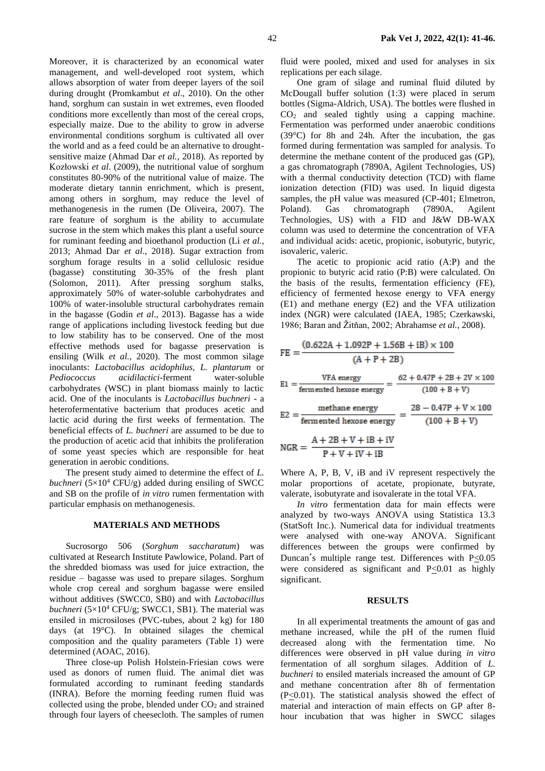Moreover, it is characterized by an economical water management, and well-developed root system, which allows absorption of water from deeper layers of the soil during drought (Promkambut *et al*., 2010). On the other hand, sorghum can sustain in wet extremes, even flooded conditions more excellently than most of the cereal crops, especially maize. Due to the ability to grow in adverse environmental conditions sorghum is cultivated all over the world and as a feed could be an alternative to drought-sensitive maize (Ahmad Dar *et al.*, 2018). As reported by Kozłowski *et al*. (2009), the nutritional value of sorghum constitutes 80-90% of the nutritional value of maize. The moderate dietary tannin enrichment, which is present, among others in sorghum, may reduce the level of methanogenesis in the rumen (De Oliveira, 2007). The rare feature of sorghum is the ability to accumulate sucrose in the stem which makes this plant a useful source for ruminant feeding and bioethanol production (Li *et al.*, 2013; Ahmad Dar *et al*., 2018). Sugar extraction from sorghum forage results in a solid cellulosic residue (bagasse) constituting 30-35% of the fresh plant (Solomon, 2011). After pressing sorghum stalks, approximately 50% of water-soluble carbohydrates and 100% of water-insoluble structural carbohydrates remain in the bagasse (Godin *et al*., 2013). Bagasse has a wide range of applications including livestock feeding but due to low stability has to be conserved. One of the most effective methods used for bagasse preservation is ensiling (Wilk *et al.*, 2020). The most common silage inoculants: *Lactobacillus acidophilus, L. plantarum* or *Pediococcus acidilactici*-ferment water-soluble carbohydrates (WSC) in plant biomass mainly to lactic acid. One of the inoculants is *Lactobacillus buchneri* - a heterofermentative bacterium that produces acetic and lactic acid during the first weeks of fermentation. The beneficial effects of *L. buchneri* are assumed to be due to the production of acetic acid that inhibits the proliferation of some yeast species which are responsible for heat generation in aerobic conditions.

The present study aimed to determine the effect of *L. buchneri* ($5\times10^4$ CFU/g) added during ensiling of SWCC and SB on the profile of *in vitro* rumen fermentation with particular emphasis on methanogenesis.

## MATERIALS AND METHODS

Sucrosorgo 506 (*Sorghum saccharatum*) was cultivated at Research Institute Pawlowice, Poland. Part of the shredded biomass was used for juice extraction, the residue – bagasse was used to prepare silages. Sorghum whole crop cereal and sorghum bagasse were ensiled without additives (SWCC0, SB0) and with *Lactobacillus buchneri* ($5\times10^4$ CFU/g; SWCC1, SB1). The material was ensiled in microsiloses (PVC-tubes, about 2 kg) for 180 days (at 19°C). In obtained silages the chemical composition and the quality parameters (Table 1) were determined (AOAC, 2016).

Three close-up Polish Holstein-Friesian cows were used as donors of rumen fluid. The animal diet was formulated according to ruminant feeding standards (INRA). Before the morning feeding rumen fluid was collected using the probe, blended under $CO_2$ and strained through four layers of cheesecloth. The samples of rumen fluid were pooled, mixed and used for analyses in six replications per each silage.

One gram of silage and ruminal fluid diluted by McDougall buffer solution (1:3) were placed in serum bottles (Sigma-Aldrich, USA). The bottles were flushed in $CO_2$ and sealed tightly using a capping machine. Fermentation was performed under anaerobic conditions (39°C) for 8h and 24h. After the incubation, the gas formed during fermentation was sampled for analysis. To determine the methane content of the produced gas (GP), a gas chromatograph (7890A, Agilent Technologies, US) with a thermal conductivity detection (TCD) with flame ionization detection (FID) was used. In liquid digesta samples, the pH value was measured (CP-401; Elmetron, Poland). Gas chromatograph (7890A, Agilent Technologies, US) with a FID and J&W DB-WAX column was used to determine the concentration of VFA and individual acids: acetic, propionic, isobutyric, butyric, isovaleric, valeric.

The acetic to propionic acid ratio (A:P) and the propionic to butyric acid ratio (P:B) were calculated. On the basis of the results, fermentation efficiency (FE), efficiency of fermented hexose energy to VFA energy (E1) and methane energy (E2) and the VFA utilization index (NGR) were calculated (IAEA, 1985; Czerkawski, 1986; Baran and Žitňan, 2002; Abrahamse *et al.*, 2008).

$$\mathrm{FE} = \frac{(0.622\mathrm{A} + 1.092\mathrm{P} + 1.56\mathrm{B} + \mathrm{iB}) \times 100}{(\mathrm{A} + \mathrm{P} + 2\mathrm{B})}$$

$$\mathrm{E1} = \frac{\text{VFA energy}}{\text{fermented hexose energy}} = \frac{62 + 0.47\mathrm{P} + 2\mathrm{B} + 2\mathrm{V} \times 100}{(100 + \mathrm{B} + \mathrm{V})}$$

$$\mathrm{E2} = \frac{\text{methane energy}}{\text{fermented hexose energy}} = \frac{28 - 0.47\mathrm{P} + \mathrm{V} \times 100}{(100 + \mathrm{B} + \mathrm{V})}$$

$$\mathrm{NGR} = \frac{\mathrm{A} + 2\mathrm{B} + \mathrm{V} + \mathrm{iB} + \mathrm{iV}}{\mathrm{P} + \mathrm{V} + \mathrm{iV} + \mathrm{iB}}$$

Where A, P, B, V, iB and iV represent respectively the molar proportions of acetate, propionate, butyrate, valerate, isobutyrate and isovalerate in the total VFA.

*In vitro* fermentation data for main effects were analyzed by two-ways ANOVA using Statistica 13.3 (StatSoft Inc.). Numerical data for individual treatments were analysed with one-way ANOVA. Significant differences between the groups were confirmed by Duncan's multiple range test. Differences with $P\leq0.05$ were considered as significant and $P\leq0.01$ as highly significant.

## RESULTS

In all experimental treatments the amount of gas and methane increased, while the pH of the rumen fluid decreased along with the fermentation time. No differences were observed in pH value during *in vitro* fermentation of all sorghum silages. Addition of *L. buchneri* to ensiled materials increased the amount of GP and methane concentration after 8h of fermentation ($P\leq0.01$). The statistical analysis showed the effect of material and interaction of main effects on GP after 8-hour incubation that was higher in SWCC silages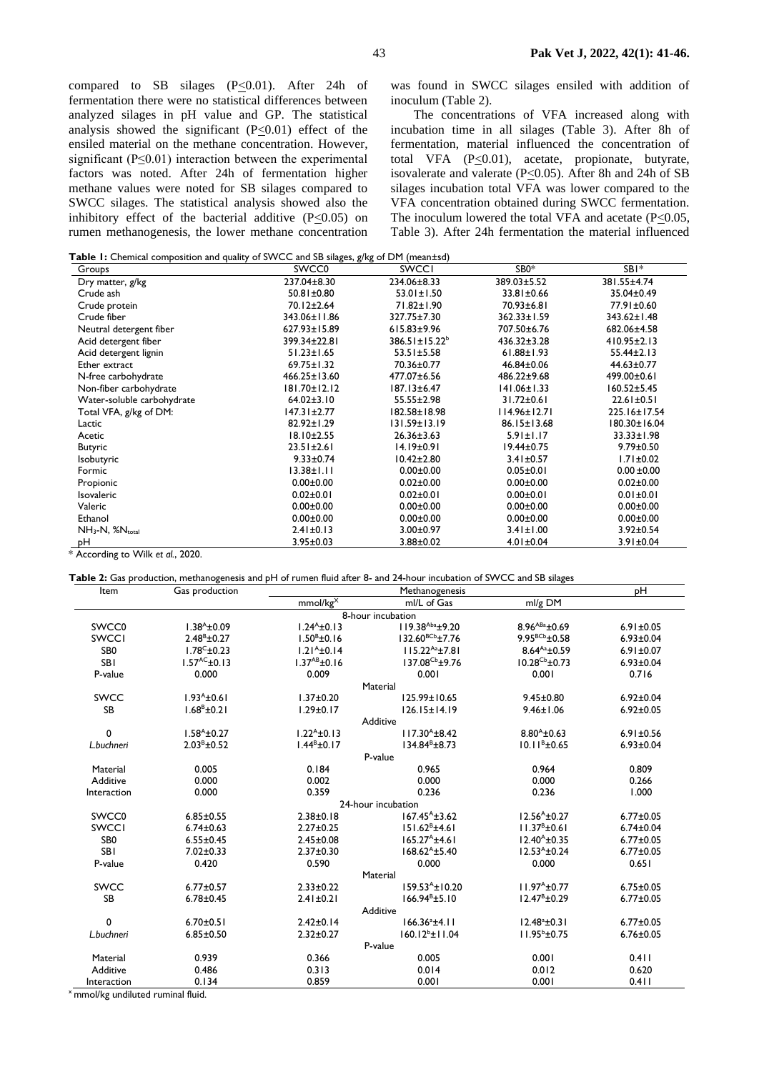compared to SB silages (P≤0.01). After 24h of fermentation there were no statistical differences between analyzed silages in pH value and GP. The statistical analysis showed the significant (P≤0.01) effect of the ensiled material on the methane concentration. However, significant (P≤0.01) interaction between the experimental factors was noted. After 24h of fermentation higher methane values were noted for SB silages compared to SWCC silages. The statistical analysis showed also the inhibitory effect of the bacterial additive (P≤0.05) on rumen methanogenesis, the lower methane concentration was found in SWCC silages ensiled with addition of inoculum (Table 2).

The concentrations of VFA increased along with incubation time in all silages (Table 3). After 8h of fermentation, material influenced the concentration of total VFA (P≤0.01), acetate, propionate, butyrate, isovalerate and valerate (P≤0.05). After 8h and 24h of SB silages incubation total VFA was lower compared to the VFA concentration obtained during SWCC fermentation. The inoculum lowered the total VFA and acetate (P≤0.05, Table 3). After 24h fermentation the material influenced

**Table 1:** Chemical composition and quality of SWCC and SB silages, g/kg of DM (mean±sd)

| Groups | SWCC0 | SWCC1 | SB0* | SB1* |
|---|---|---|---|---|
| Dry matter, g/kg | 237.04±8.30 | 234.06±8.33 | 389.03±5.52 | 381.55±4.74 |
| Crude ash | 50.81±0.80 | 53.01±1.50 | 33.81±0.66 | 35.04±0.49 |
| Crude protein | 70.12±2.64 | 71.82±1.90 | 70.93±6.81 | 77.91±0.60 |
| Crude fiber | 343.06±11.86 | 327.75±7.30 | 362.33±1.59 | 343.62±1.48 |
| Neutral detergent fiber | 627.93±15.89 | 615.83±9.96 | 707.50±6.76 | 682.06±4.58 |
| Acid detergent fiber | 399.34±22.81 | 386.51±15.22[b] | 436.32±3.28 | 410.95±2.13 |
| Acid detergent lignin | 51.23±1.65 | 53.51±5.58 | 61.88±1.93 | 55.44±2.13 |
| Ether extract | 69.75±1.32 | 70.36±0.77 | 46.84±0.06 | 44.63±0.77 |
| N-free carbohydrate | 466.25±13.60 | 477.07±6.56 | 486.22±9.68 | 499.00±0.61 |
| Non-fiber carbohydrate | 181.70±12.12 | 187.13±6.47 | 141.06±1.33 | 160.52±5.45 |
| Water-soluble carbohydrate | 64.02±3.10 | 55.55±2.98 | 31.72±0.61 | 22.61±0.51 |
| Total VFA, g/kg of DM: | 147.31±2.77 | 182.58±18.98 | 114.96±12.71 | 225.16±17.54 |
| Lactic | 82.92±1.29 | 131.59±13.19 | 86.15±13.68 | 180.30±16.04 |
| Acetic | 18.10±2.55 | 26.36±3.63 | 5.91±1.17 | 33.33±1.98 |
| Butyric | 23.51±2.61 | 14.19±0.91 | 19.44±0.75 | 9.79±0.50 |
| Isobutyric | 9.33±0.74 | 10.42±2.80 | 3.41±0.57 | 1.71±0.02 |
| Formic | 13.38±1.11 | 0.00±0.00 | 0.05±0.01 | 0.00 ±0.00 |
| Propionic | 0.00±0.00 | 0.02±0.00 | 0.00±0.00 | 0.02±0.00 |
| Isovaleric | 0.02±0.01 | 0.02±0.01 | 0.00±0.01 | 0.01±0.01 |
| Valeric | 0.00±0.00 | 0.00±0.00 | 0.00±0.00 | 0.00±0.00 |
| Ethanol | 0.00±0.00 | 0.00±0.00 | 0.00±0.00 | 0.00±0.00 |
| $NH_3$-N, %$N_{total}$ | 2.41±0.13 | 3.00±0.97 | 3.41±1.00 | 3.92±0.54 |
| pH | 3.95±0.03 | 3.88±0.02 | 4.01±0.04 | 3.91±0.04 |

\* According to Wilk *et al.*, 2020.

**Table 2:** Gas production, methanogenesis and pH of rumen fluid after 8- and 24-hour incubation of SWCC and SB silages

| Item | Gas production | Methanogenesis | | | pH |
|---|---|---|---|---|---|
| | | mmol/kg[x] | ml/L of Gas | ml/g DM | |
| **8-hour incubation** | | | | | |
| SWCC0 | 1.38[A]±0.09 | 1.24[A]±0.13 | 119.38[Aba]±9.20 | 8.96[ABa]±0.69 | 6.91±0.05 |
| SWCC1 | 2.48[B]±0.27 | 1.50[B]±0.16 | 132.60[BCb]±7.76 | 9.95[BCb]±0.58 | 6.93±0.04 |
| SB0 | 1.78[C]±0.23 | 1.21[A]±0.14 | 115.22[Aa]±7.81 | 8.64[Aa]±0.59 | 6.91±0.07 |
| SB1 | 1.57[AC]±0.13 | 1.37[AB]±0.16 | 137.08[Cb]±9.76 | 10.28[Cb]±0.73 | 6.93±0.04 |
| P-value | 0.000 | 0.009 | 0.001 | 0.001 | 0.716 |
| **Material** | | | | | |
| SWCC | 1.93[A]±0.61 | 1.37±0.20 | 125.99±10.65 | 9.45±0.80 | 6.92±0.04 |
| SB | 1.68[B]±0.21 | 1.29±0.17 | 126.15±14.19 | 9.46±1.06 | 6.92±0.05 |
| **Additive** | | | | | |
| 0 | 1.58[A]±0.27 | 1.22[A]±0.13 | 117.30[A]±8.42 | 8.80[A]±0.63 | 6.91±0.56 |
| *L.buchneri* | 2.03[B]±0.52 | 1.44[B]±0.17 | 134.84[B]±8.73 | 10.11[B]±0.65 | 6.93±0.04 |
| **P-value** | | | | | |
| Material | 0.005 | 0.184 | 0.965 | 0.964 | 0.809 |
| Additive | 0.000 | 0.002 | 0.000 | 0.000 | 0.266 |
| Interaction | 0.000 | 0.359 | 0.236 | 0.236 | 1.000 |
| **24-hour incubation** | | | | | |
| SWCC0 | 6.85±0.55 | 2.38±0.18 | 167.45[A]±3.62 | 12.56[A]±0.27 | 6.77±0.05 |
| SWCC1 | 6.74±0.63 | 2.27±0.25 | 151.62[B]±4.61 | 11.37[B]±0.61 | 6.74±0.04 |
| SB0 | 6.55±0.45 | 2.45±0.08 | 165.27[A]±4.61 | 12.40[A]±0.35 | 6.77±0.05 |
| SB1 | 7.02±0.33 | 2.37±0.30 | 168.62[A]±5.40 | 12.53[A]±0.24 | 6.77±0.05 |
| P-value | 0.420 | 0.590 | 0.000 | 0.000 | 0.651 |
| **Material** | | | | | |
| SWCC | 6.77±0.57 | 2.33±0.22 | 159.53[A]±10.20 | 11.97[A]±0.77 | 6.75±0.05 |
| SB | 6.78±0.45 | 2.41±0.21 | 166.94[B]±5.10 | 12.47[B]±0.29 | 6.77±0.05 |
| **Additive** | | | | | |
| 0 | 6.70±0.51 | 2.42±0.14 | 166.36[a]±4.11 | 12.48[a]±0.31 | 6.77±0.05 |
| *L.buchneri* | 6.85±0.50 | 2.32±0.27 | 160.12[b]±11.04 | 11.95[b]±0.75 | 6.76±0.05 |
| **P-value** | | | | | |
| Material | 0.939 | 0.366 | 0.005 | 0.001 | 0.411 |
| Additive | 0.486 | 0.313 | 0.014 | 0.012 | 0.620 |
| Interaction | 0.134 | 0.859 | 0.001 | 0.001 | 0.411 |

[x] mmol/kg undiluted ruminal fluid.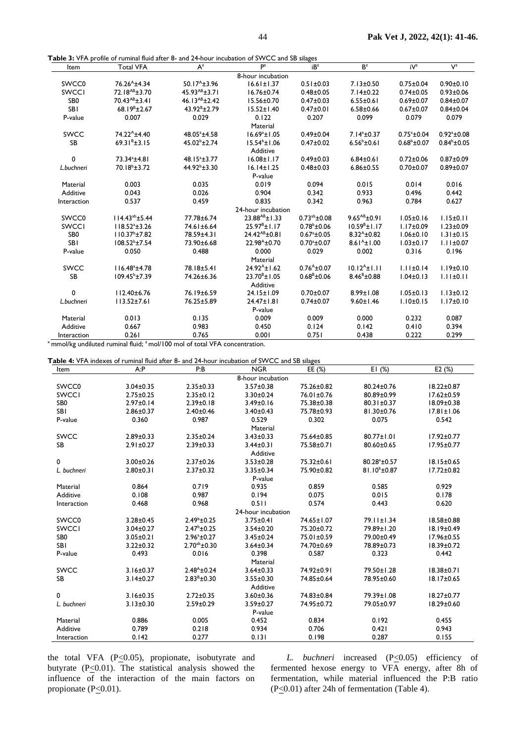**Table 3:** VFA profile of ruminal fluid after 8- and 24-hour incubation of SWCC and SB silages

| Item | Total VFA | $A^z$ | $P^z$ | $iB^z$ | $B^z$ | $iV^z$ | $V^z$ |
|---|---|---|---|---|---|---|---|
| | | | 8-hour incubation | | | | |
| SWCC0 | $76.26^A$±4.34 | $50.17^A$±3.96 | 16.61±1.37 | 0.51±0.03 | 7.13±0.50 | 0.75±0.04 | 0.90±0.10 |
| SWCC1 | $72.18^{AB}$±3.70 | $45.93^{AB}$±3.71 | 16.76±0.74 | 0.48±0.05 | 7.14±0.22 | 0.74±0.05 | 0.93±0.06 |
| SB0 | $70.43^{AB}$±3.41 | $46.13^{AB}$±2.42 | 15.56±0.70 | 0.47±0.03 | 6.55±0.61 | 0.69±0.07 | 0.84±0.07 |
| SB1 | $68.19^B$±2.67 | $43.92^B$±2.79 | 15.52±1.40 | 0.47±0.01 | 6.58±0.66 | 0.67±0.07 | 0.84±0.04 |
| P-value | 0.007 | 0.029 | 0.122 | 0.207 | 0.099 | 0.079 | 0.079 |
| | | | Material | | | | |
| SWCC | $74.22^A$±4.40 | $48.05^a$±4.58 | $16.69^a$±1.05 | 0.49±0.04 | $7.14^a$±0.37 | $0.75^a$±0.04 | $0.92^a$±0.08 |
| SB | $69.31^B$±3.15 | $45.02^b$±2.74 | $15.54^b$±1.06 | 0.47±0.02 | $6.56^b$±0.61 | $0.68^b$±0.07 | $0.84^b$±0.05 |
| | | | Additive | | | | |
| 0 | $73.34^a$±4.81 | $48.15^a$±3.77 | 16.08±1.17 | 0.49±0.03 | 6.84±0.61 | 0.72±0.06 | 0.87±0.09 |
| *L.buchneri* | $70.18^b$±3.72 | $44.92^b$±3.30 | 16.14±1.25 | 0.48±0.03 | 6.86±0.55 | 0.70±0.07 | 0.89±0.07 |
| | | | P-value | | | | |
| Material | 0.003 | 0.035 | 0.019 | 0.094 | 0.015 | 0.014 | 0.016 |
| Additive | 0.043 | 0.026 | 0.904 | 0.342 | 0.933 | 0.496 | 0.442 |
| Interaction | 0.537 | 0.459 | 0.835 | 0.342 | 0.963 | 0.784 | 0.627 |
| | | | 24-hour incubation | | | | |
| SWCC0 | $114.43^{ab}$±5.44 | 77.78±6.74 | $23.88^{AB}$±1.33 | $0.73^{ab}$±0.08 | $9.65^{AB}$±0.91 | 1.05±0.16 | 1.15±0.11 |
| SWCC1 | $118.52^a$±3.26 | 74.61±6.64 | $25.97^B$±1.17 | $0.78^b$±0.06 | $10.59^B$±1.17 | 1.17±0.09 | 1.23±0.09 |
| SB0 | $110.37^b$±7.82 | 78.59±4.31 | $24.42^{AB}$±0.81 | $0.67^a$±0.05 | $8.32^A$±0.82 | 1.06±0.10 | 1.31±0.15 |
| SB1 | $108.52^b$±7.54 | 73.90±6.68 | $22.98^A$±0.70 | $0.70^a$±0.07 | $8.61^A$±1.00 | 1.03±0.17 | 1.11±0.07 |
| P-value | 0.050 | 0.488 | 0.000 | 0.029 | 0.002 | 0.316 | 0.196 |
| | | | Material | | | | |
| SWCC | $116.48^a$±4.78 | 78.18±5.41 | $24.92^A$±1.62 | $0.76^A$±0.07 | $10.12^A$±1.11 | 1.11±0.14 | 1.19±0.10 |
| SB | $109.45^b$±7.39 | 74.26±6.36 | $23.70^B$±1.05 | $0.68^B$±0.06 | $8.46^B$±0.88 | 1.04±0.13 | 1.11±0.11 |
| | | | Additive | | | | |
| 0 | 112.40±6.76 | 76.19±6.59 | 24.15±1.09 | 0.70±0.07 | 8.99±1.08 | 1.05±0.13 | 1.13±0.12 |
| *L.buchneri* | 113.52±7.61 | 76.25±5.89 | 24.47±1.81 | 0.74±0.07 | 9.60±1.46 | 1.10±0.15 | 1.17±0.10 |
| | | | P-value | | | | |
| Material | 0.013 | 0.135 | 0.009 | 0.009 | 0.000 | 0.232 | 0.087 |
| Additive | 0.667 | 0.983 | 0.450 | 0.124 | 0.142 | 0.410 | 0.394 |
| Interaction | 0.261 | 0.765 | 0.001 | 0.751 | 0.438 | 0.222 | 0.299 |

$^x$ mmol/kg undiluted ruminal fluid; $^z$ mol/100 mol of total VFA concentration.

**Table 4:** VFA indexes of ruminal fluid after 8- and 24-hour incubation of SWCC and SB silages

| Item | A:P | P:B | NGR | EE (%) | E1 (%) | E2 (%) |
|---|---|---|---|---|---|---|
| | | | 8-hour incubation | | | |
| SWCC0 | 3.04±0.35 | 2.35±0.33 | 3.57±0.38 | 75.26±0.82 | 80.24±0.76 | 18.22±0.87 |
| SWCC1 | 2.75±0.25 | 2.35±0.12 | 3.30±0.24 | 76.01±0.76 | 80.89±0.99 | 17.62±0.59 |
| SB0 | 2.97±0.14 | 2.39±0.18 | 3.49±0.16 | 75.38±0.38 | 80.31±0.37 | 18.09±0.38 |
| SB1 | 2.86±0.37 | 2.40±0.46 | 3.40±0.43 | 75.78±0.93 | 81.30±0.76 | 17.81±1.06 |
| P-value | 0.360 | 0.987 | 0.529 | 0.302 | 0.075 | 0.542 |
| | | | Material | | | |
| SWCC | 2.89±0.33 | 2.35±0.24 | 3.43±0.33 | 75.64±0.85 | 80.77±1.01 | 17.92±0.77 |
| SB | 2.91±0.27 | 2.39±0.33 | 3.44±0.31 | 75.58±0.71 | 80.60±0.65 | 17.95±0.77 |
| | | | Additive | | | |
| 0 | 3.00±0.26 | 2.37±0.26 | 3.53±0.28 | 75.32±0.61 | $80.28^a$±0.57 | 18.15±0.65 |
| *L. buchneri* | 2.80±0.31 | 2.37±0.32 | 3.35±0.34 | 75.90±0.82 | $81.10^b$±0.87 | 17.72±0.82 |
| | | | P-value | | | |
| Material | 0.864 | 0.719 | 0.935 | 0.859 | 0.585 | 0.929 |
| Additive | 0.108 | 0.987 | 0.194 | 0.075 | 0.015 | 0.178 |
| Interaction | 0.468 | 0.968 | 0.511 | 0.574 | 0.443 | 0.620 |
| | | | 24-hour incubation | | | |
| SWCC0 | 3.28±0.45 | $2.49^b$±0.25 | 3.75±0.41 | 74.65±1.07 | 79.11±1.34 | 18.58±0.88 |
| SWCC1 | 3.04±0.27 | $2.47^b$±0.25 | 3.54±0.20 | 75.20±0.72 | 79.89±1.20 | 18.19±0.49 |
| SB0 | 3.05±0.21 | $2.96^a$±0.27 | 3.45±0.24 | 75.01±0.59 | 79.00±0.49 | 17.96±0.55 |
| SB1 | 3.22±0.32 | $2.70^{ab}$±0.30 | 3.64±0.34 | 74.70±0.69 | 78.89±0.73 | 18.39±0.72 |
| P-value | 0.493 | 0.016 | 0.398 | 0.587 | 0.323 | 0.442 |
| | | | Material | | | |
| SWCC | 3.16±0.37 | $2.48^A$±0.24 | 3.64±0.33 | 74.92±0.91 | 79.50±1.28 | 18.38±0.71 |
| SB | 3.14±0.27 | $2.83^B$±0.30 | 3.55±0.30 | 74.85±0.64 | 78.95±0.60 | 18.17±0.65 |
| | | | Additive | | | |
| 0 | 3.16±0.35 | 2.72±0.35 | 3.60±0.36 | 74.83±0.84 | 79.39±1.08 | 18.27±0.77 |
| *L. buchneri* | 3.13±0.30 | 2.59±0.29 | 3.59±0.27 | 74.95±0.72 | 79.05±0.97 | 18.29±0.60 |
| | | | P-value | | | |
| Material | 0.886 | 0.005 | 0.452 | 0.834 | 0.192 | 0.455 |
| Additive | 0.789 | 0.218 | 0.934 | 0.706 | 0.421 | 0.943 |
| Interaction | 0.142 | 0.277 | 0.131 | 0.198 | 0.287 | 0.155 |

the total VFA ($P \leq 0.05$), propionate, isobutyrate and butyrate ($P \leq 0.01$). The statistical analysis showed the influence of the interaction of the main factors on propionate ($P \leq 0.01$).

*L. buchneri* increased ($P \leq 0.05$) efficiency of fermented hexose energy to VFA energy, after 8h of fermentation, while material influenced the P:B ratio ($P \leq 0.01$) after 24h of fermentation (Table 4).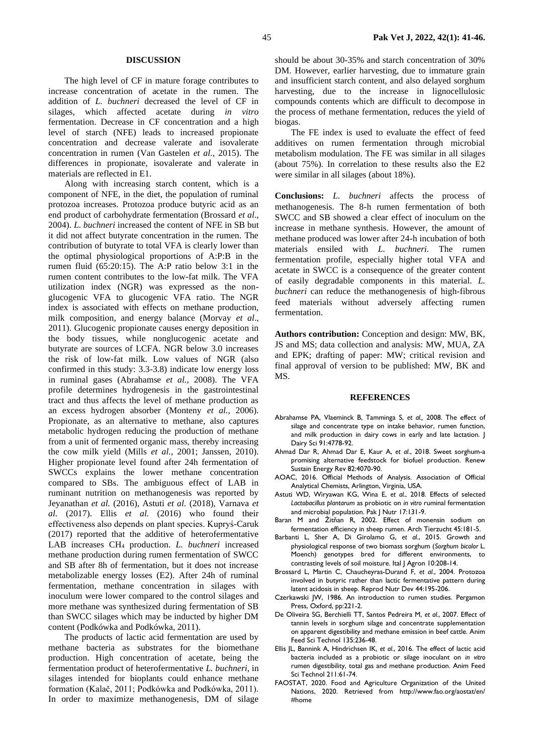## DISCUSSION

The high level of CF in mature forage contributes to increase concentration of acetate in the rumen. The addition of *L. buchneri* decreased the level of CF in silages, which affected acetate during *in vitro* fermentation. Decrease in CF concentration and a high level of starch (NFE) leads to increased propionate concentration and decrease valerate and isovalerate concentration in rumen (Van Gastelen *et al.*, 2015). The differences in propionate, isovalerate and valerate in materials are reflected in E1.

Along with increasing starch content, which is a component of NFE, in the diet, the population of ruminal protozoa increases. Protozoa produce butyric acid as an end product of carbohydrate fermentation (Brossard *et al*., 2004). *L. buchneri* increased the content of NFE in SB but it did not affect butyrate concentration in the rumen. The contribution of butyrate to total VFA is clearly lower than the optimal physiological proportions of A:P:B in the rumen fluid (65:20:15). The A:P ratio below 3:1 in the rumen content contributes to the low-fat milk. The VFA utilization index (NGR) was expressed as the non-glucogenic VFA to glucogenic VFA ratio. The NGR index is associated with effects on methane production, milk composition, and energy balance (Morvay *et al*., 2011). Glucogenic propionate causes energy deposition in the body tissues, while nonglucogenic acetate and butyrate are sources of LCFA. NGR below 3.0 increases the risk of low-fat milk. Low values of NGR (also confirmed in this study: 3.3-3.8) indicate low energy loss in ruminal gases (Abrahamse *et al.*, 2008). The VFA profile determines hydrogenesis in the gastrointestinal tract and thus affects the level of methane production as an excess hydrogen absorber (Monteny *et al.*, 2006). Propionate, as an alternative to methane, also captures metabolic hydrogen reducing the production of methane from a unit of fermented organic mass, thereby increasing the cow milk yield (Mills *et al.*, 2001; Janssen, 2010). Higher propionate level found after 24h fermentation of SWCCs explains the lower methane concentration compared to SBs. The ambiguous effect of LAB in ruminant nutrition on methanogenesis was reported by Jeyanathan *et al.* (2016), Astuti *et al.* (2018), Varnava *et al.* (2017). Ellis *et al.* (2016) who found their effectiveness also depends on plant species. Kupryś-Caruk (2017) reported that the additive of heterofermentative LAB increases $CH_4$ production. *L. buchneri* increased methane production during rumen fermentation of SWCC and SB after 8h of fermentation, but it does not increase metabolizable energy losses (E2). After 24h of ruminal fermentation, methane concentration in silages with inoculum were lower compared to the control silages and more methane was synthesized during fermentation of SB than SWCC silages which may be inducted by higher DM content (Podkówka and Podkówka, 2011).

The products of lactic acid fermentation are used by methane bacteria as substrates for the biomethane production. High concentration of acetate, being the fermentation product of heterofermentative *L. buchneri*, in silages intended for bioplants could enhance methane formation (Kalač, 2011; Podkówka and Podkówka, 2011). In order to maximize methanogenesis, DM of silage should be about 30-35% and starch concentration of 30% DM. However, earlier harvesting, due to immature grain and insufficient starch content, and also delayed sorghum harvesting, due to the increase in lignocellulosic compounds contents which are difficult to decompose in the process of methane fermentation, reduces the yield of biogas.

The FE index is used to evaluate the effect of feed additives on rumen fermentation through microbial metabolism modulation. The FE was similar in all silages (about 75%). In correlation to these results also the E2 were similar in all silages (about 18%).

**Conclusions:** *L. buchneri* affects the process of methanogenesis. The 8-h rumen fermentation of both SWCC and SB showed a clear effect of inoculum on the increase in methane synthesis. However, the amount of methane produced was lower after 24-h incubation of both materials ensiled with *L. buchneri.* The rumen fermentation profile, especially higher total VFA and acetate in SWCC is a consequence of the greater content of easily degradable components in this material. *L. buchneri* can reduce the methanogenesis of high-fibrous feed materials without adversely affecting rumen fermentation.

**Authors contribution:** Conception and design: MW, BK, JS and MS; data collection and analysis: MW, MUA, ZA and EPK; drafting of paper: MW; critical revision and final approval of version to be published: MW, BK and MS.

## REFERENCES

Abrahamse PA, Vlaeminck B, Tamminga S, *et al.,* 2008. The effect of silage and concentrate type on intake behavior, rumen function, and milk production in dairy cows in early and late lactation. J Dairy Sci 91:4778-92.

Ahmad Dar R, Ahmad Dar E, Kaur A, *et al*., 2018. Sweet sorghum-a promising alternative feedstock for biofuel production. Renew Sustain Energy Rev 82:4070-90.

AOAC, 2016. Official Methods of Analysis. Association of Official Analytical Chemists, Arlington, Virginia, USA.

Astuti WD, Wiryawan KG, Wina E, *et al*., 2018. Effects of selected *Lactobacillus plantarum* as probiotic on *in vitro* ruminal fermentation and microbial population. Pak J Nutr 17:131-9.

Baran M and Žitňan R, 2002. Effect of monensin sodium on fermentation efficiency in sheep rumen. Arch Tierzucht 45:181-5.

Barbanti L, Sher A, Di Girolamo G, *et al*., 2015. Growth and physiological response of two biomass sorghum (*Sorghum bicolor* L. Moench) genotypes bred for different environments, to contrasting levels of soil moisture. Ital J Agron 10:208-14.

Brossard L, Martin C, Chaucheyras-Durand F, *et al*., 2004. Protozoa involved in butyric rather than lactic fermentative pattern during latent acidosis in sheep. Reprod Nutr Dev 44:195-206.

Czerkawski JW, 1986. An introduction to rumen studies. Pergamon Press, Oxford, pp:221-2.

De Oliveira SG, Berchielli TT, Santos Pedreira M, *et al*., 2007. Effect of tannin levels in sorghum silage and concentrate supplementation on apparent digestibility and methane emission in beef cattle. Anim Feed Sci Technol 135:236-48.

Ellis JL, Bannink A, Hindrichsen IK, *et al*., 2016. The effect of lactic acid bacteria included as a probiotic or silage inoculant on *in vitro* rumen digestibility, total gas and methane production. Anim Feed Sci Technol 211:61-74.

FAOSTAT, 2020. Food and Agriculture Organization of the United Nations, 2020. Retrieved from http://www.fao.org/aostat/en/#home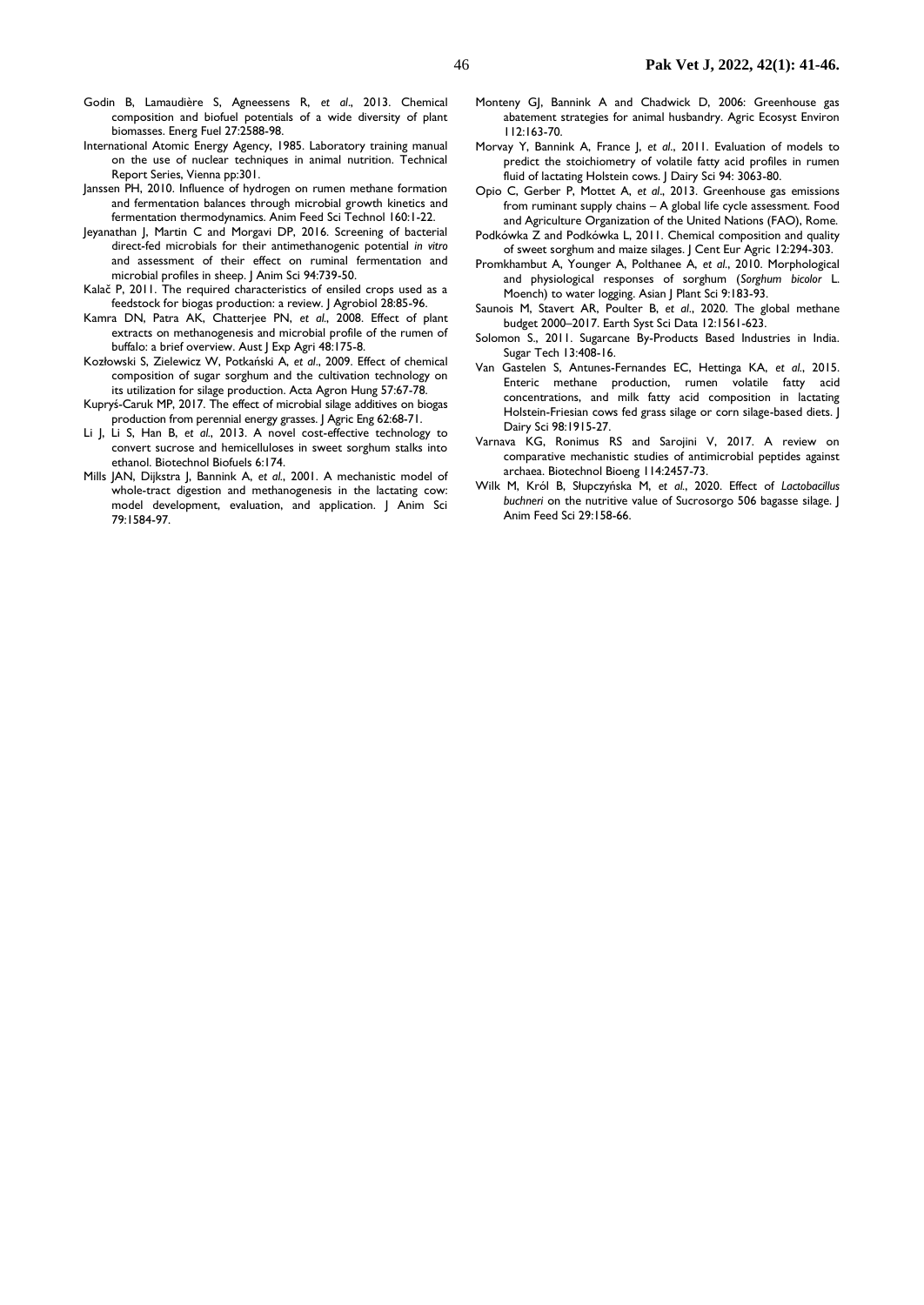Godin B, Lamaudière S, Agneessens R, *et al*., 2013. Chemical composition and biofuel potentials of a wide diversity of plant biomasses. Energ Fuel 27:2588-98.

International Atomic Energy Agency, 1985. Laboratory training manual on the use of nuclear techniques in animal nutrition. Technical Report Series, Vienna pp:301.

Janssen PH, 2010. Influence of hydrogen on rumen methane formation and fermentation balances through microbial growth kinetics and fermentation thermodynamics. Anim Feed Sci Technol 160:1-22.

Jeyanathan J, Martin C and Morgavi DP, 2016. Screening of bacterial direct-fed microbials for their antimethanogenic potential *in vitro* and assessment of their effect on ruminal fermentation and microbial profiles in sheep. J Anim Sci 94:739-50.

Kalač P, 2011. The required characteristics of ensiled crops used as a feedstock for biogas production: a review. J Agrobiol 28:85-96.

Kamra DN, Patra AK, Chatterjee PN, *et al*., 2008. Effect of plant extracts on methanogenesis and microbial profile of the rumen of buffalo: a brief overview. Aust J Exp Agri 48:175-8.

Kozłowski S, Zielewicz W, Potkański A, *et al*., 2009. Effect of chemical composition of sugar sorghum and the cultivation technology on its utilization for silage production. Acta Agron Hung 57:67-78.

Kupryś-Caruk MP, 2017. The effect of microbial silage additives on biogas production from perennial energy grasses. J Agric Eng 62:68-71.

Li J, Li S, Han B, *et al*., 2013. A novel cost-effective technology to convert sucrose and hemicelluloses in sweet sorghum stalks into ethanol. Biotechnol Biofuels 6:174.

Mills JAN, Dijkstra J, Bannink A, *et al*., 2001. A mechanistic model of whole-tract digestion and methanogenesis in the lactating cow: model development, evaluation, and application. J Anim Sci 79:1584-97.

Monteny GJ, Bannink A and Chadwick D, 2006: Greenhouse gas abatement strategies for animal husbandry. Agric Ecosyst Environ 112:163-70.

Morvay Y, Bannink A, France J, *et al*., 2011. Evaluation of models to predict the stoichiometry of volatile fatty acid profiles in rumen fluid of lactating Holstein cows. J Dairy Sci 94: 3063-80.

Opio C, Gerber P, Mottet A, *et al*., 2013. Greenhouse gas emissions from ruminant supply chains – A global life cycle assessment. Food and Agriculture Organization of the United Nations (FAO), Rome.

Podkówka Z and Podkówka L, 2011. Chemical composition and quality of sweet sorghum and maize silages. J Cent Eur Agric 12:294-303.

Promkhambut A, Younger A, Polthanee A, *et al*., 2010. Morphological and physiological responses of sorghum (*Sorghum bicolor* L. Moench) to water logging. Asian J Plant Sci 9:183-93.

Saunois M, Stavert AR, Poulter B, *et al*., 2020. The global methane budget 2000–2017. Earth Syst Sci Data 12:1561-623.

Solomon S., 2011. Sugarcane By-Products Based Industries in India. Sugar Tech 13:408-16.

Van Gastelen S, Antunes-Fernandes EC, Hettinga KA, *et al*., 2015. Enteric methane production, rumen volatile fatty acid concentrations, and milk fatty acid composition in lactating Holstein-Friesian cows fed grass silage or corn silage-based diets. J Dairy Sci 98:1915-27.

Varnava KG, Ronimus RS and Sarojini V, 2017. A review on comparative mechanistic studies of antimicrobial peptides against archaea. Biotechnol Bioeng 114:2457-73.

Wilk M, Król B, Słupczyńska M, *et al*., 2020. Effect of *Lactobacillus buchneri* on the nutritive value of Sucrosorgo 506 bagasse silage. J Anim Feed Sci 29:158-66.